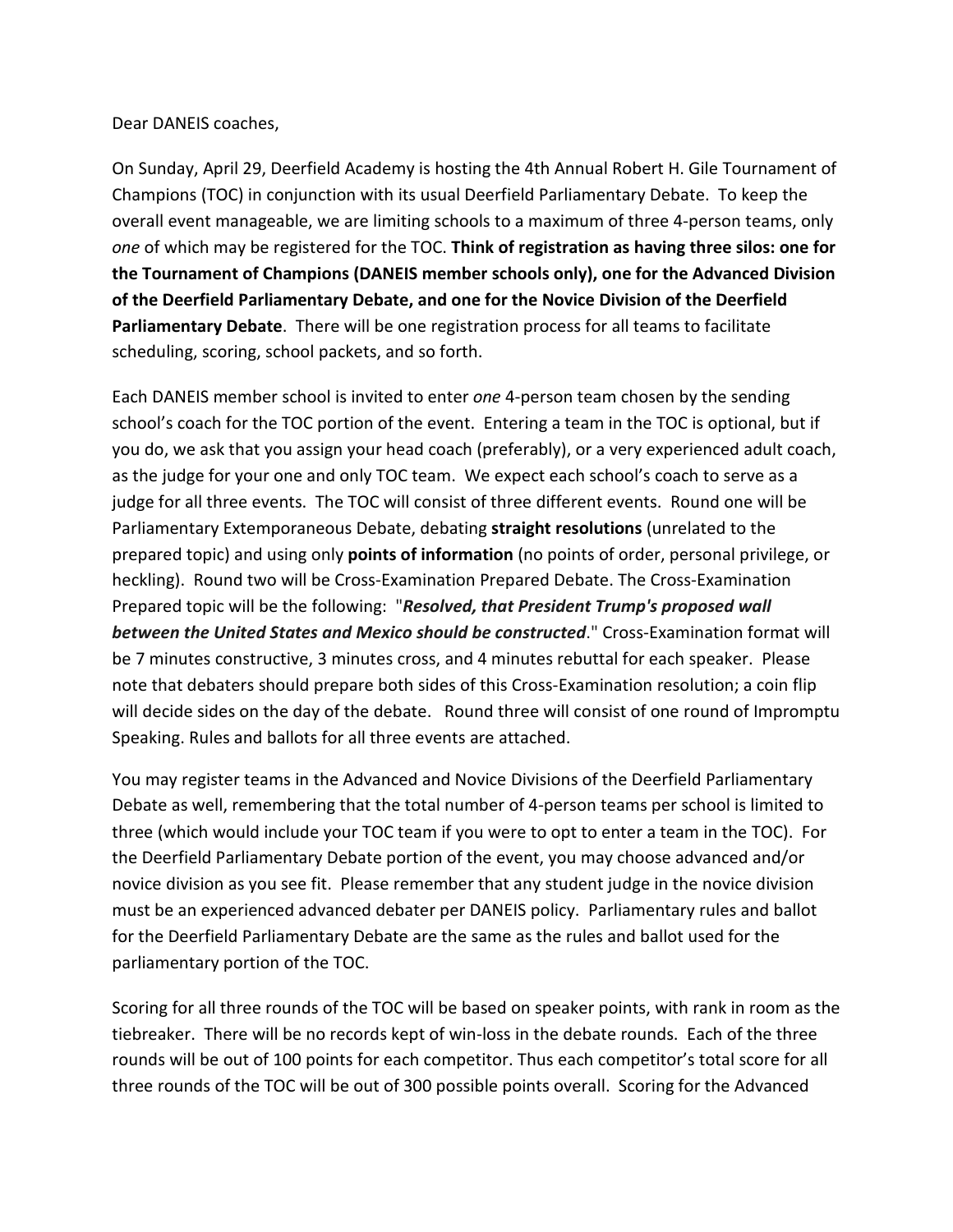Dear DANEIS coaches,

On Sunday, April 29, Deerfield Academy is hosting the 4th Annual Robert H. Gile Tournament of Champions (TOC) in conjunction with its usual Deerfield Parliamentary Debate. To keep the overall event manageable, we are limiting schools to a maximum of three 4-person teams, only *one* of which may be registered for the TOC. **Think of registration as having three silos: one for the Tournament of Champions (DANEIS member schools only), one for the Advanced Division of the Deerfield Parliamentary Debate, and one for the Novice Division of the Deerfield Parliamentary Debate**. There will be one registration process for all teams to facilitate scheduling, scoring, school packets, and so forth.

Each DANEIS member school is invited to enter *one* 4-person team chosen by the sending school's coach for the TOC portion of the event. Entering a team in the TOC is optional, but if you do, we ask that you assign your head coach (preferably), or a very experienced adult coach, as the judge for your one and only TOC team. We expect each school's coach to serve as a judge for all three events. The TOC will consist of three different events. Round one will be Parliamentary Extemporaneous Debate, debating **straight resolutions** (unrelated to the prepared topic) and using only **points of information** (no points of order, personal privilege, or heckling). Round two will be Cross-Examination Prepared Debate. The Cross-Examination Prepared topic will be the following: "***Resolved, that President Trump's proposed wall between the United States and Mexico should be constructed***." Cross-Examination format will be 7 minutes constructive, 3 minutes cross, and 4 minutes rebuttal for each speaker. Please note that debaters should prepare both sides of this Cross-Examination resolution; a coin flip will decide sides on the day of the debate. Round three will consist of one round of Impromptu Speaking. Rules and ballots for all three events are attached.

You may register teams in the Advanced and Novice Divisions of the Deerfield Parliamentary Debate as well, remembering that the total number of 4-person teams per school is limited to three (which would include your TOC team if you were to opt to enter a team in the TOC). For the Deerfield Parliamentary Debate portion of the event, you may choose advanced and/or novice division as you see fit. Please remember that any student judge in the novice division must be an experienced advanced debater per DANEIS policy. Parliamentary rules and ballot for the Deerfield Parliamentary Debate are the same as the rules and ballot used for the parliamentary portion of the TOC.

Scoring for all three rounds of the TOC will be based on speaker points, with rank in room as the tiebreaker. There will be no records kept of win-loss in the debate rounds. Each of the three rounds will be out of 100 points for each competitor. Thus each competitor's total score for all three rounds of the TOC will be out of 300 possible points overall. Scoring for the Advanced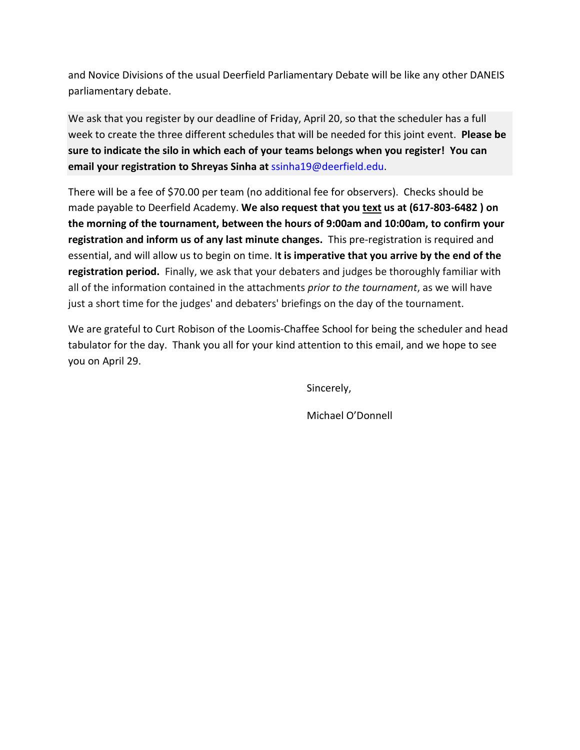and Novice Divisions of the usual Deerfield Parliamentary Debate will be like any other DANEIS parliamentary debate.

We ask that you register by our deadline of Friday, April 20, so that the scheduler has a full week to create the three different schedules that will be needed for this joint event. **Please be sure to indicate the silo in which each of your teams belongs when you register! You can email your registration to Shreyas Sinha at** ssinha19@deerfield.edu.

There will be a fee of $70.00 per team (no additional fee for observers). Checks should be made payable to Deerfield Academy. **We also request that you text us at (617-803-6482 ) on the morning of the tournament, between the hours of 9:00am and 10:00am, to confirm your registration and inform us of any last minute changes.** This pre-registration is required and essential, and will allow us to begin on time. I**t is imperative that you arrive by the end of the registration period.** Finally, we ask that your debaters and judges be thoroughly familiar with all of the information contained in the attachments *prior to the tournament*, as we will have just a short time for the judges' and debaters' briefings on the day of the tournament.

We are grateful to Curt Robison of the Loomis-Chaffee School for being the scheduler and head tabulator for the day. Thank you all for your kind attention to this email, and we hope to see you on April 29.

Sincerely,

Michael O'Donnell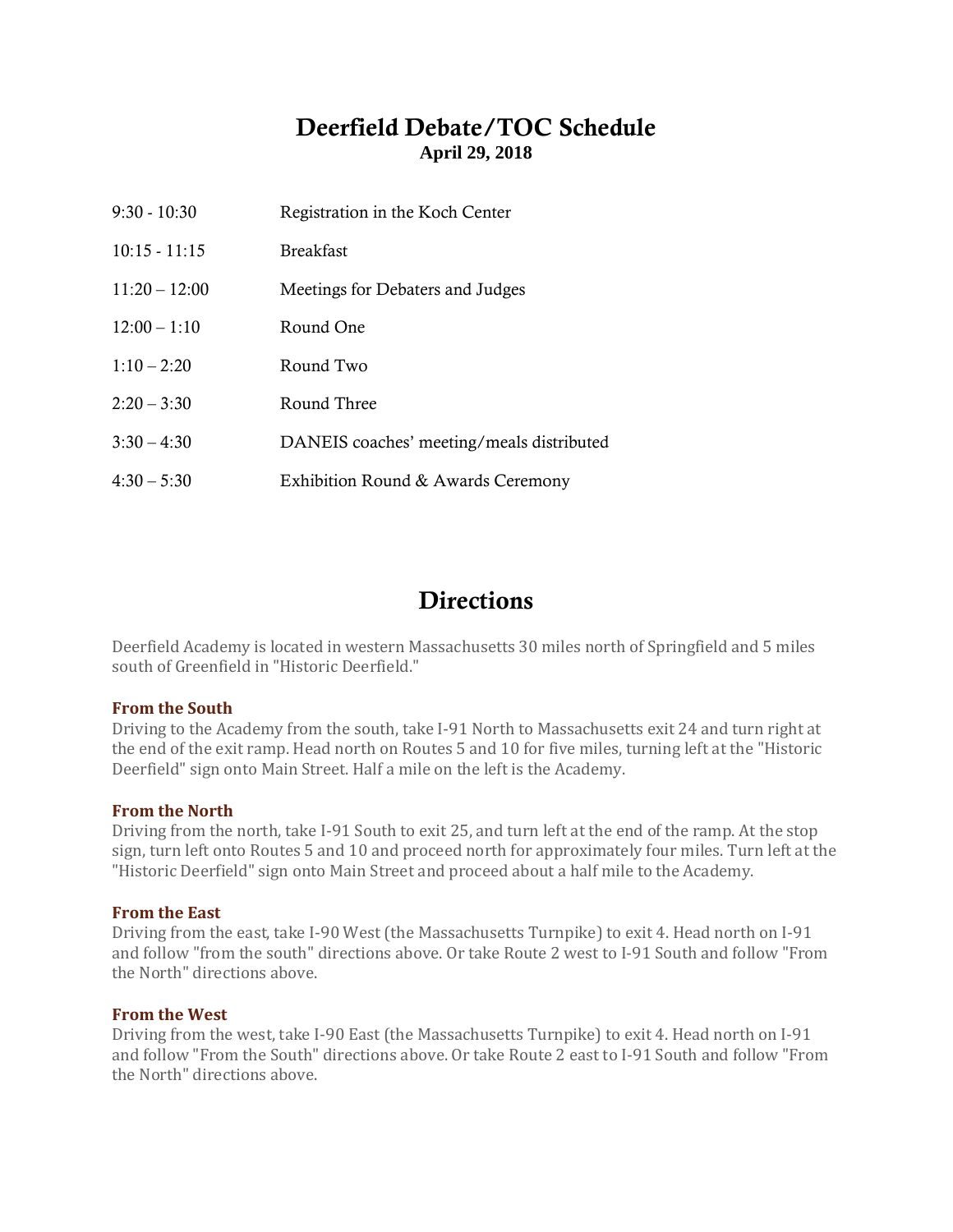# Deerfield Debate/TOC Schedule

**April 29, 2018**

| | |
|---|---|
| 9:30 - 10:30 | Registration in the Koch Center |
| 10:15 - 11:15 | Breakfast |
| 11:20 – 12:00 | Meetings for Debaters and Judges |
| 12:00 – 1:10 | Round One |
| 1:10 – 2:20 | Round Two |
| 2:20 – 3:30 | Round Three |
| 3:30 – 4:30 | DANEIS coaches' meeting/meals distributed |
| 4:30 – 5:30 | Exhibition Round & Awards Ceremony |

# Directions

Deerfield Academy is located in western Massachusetts 30 miles north of Springfield and 5 miles south of Greenfield in "Historic Deerfield."

### From the South

Driving to the Academy from the south, take I-91 North to Massachusetts exit 24 and turn right at the end of the exit ramp. Head north on Routes 5 and 10 for five miles, turning left at the "Historic Deerfield" sign onto Main Street. Half a mile on the left is the Academy.

### From the North

Driving from the north, take I-91 South to exit 25, and turn left at the end of the ramp. At the stop sign, turn left onto Routes 5 and 10 and proceed north for approximately four miles. Turn left at the "Historic Deerfield" sign onto Main Street and proceed about a half mile to the Academy.

### From the East

Driving from the east, take I-90 West (the Massachusetts Turnpike) to exit 4. Head north on I-91 and follow "from the south" directions above. Or take Route 2 west to I-91 South and follow "From the North" directions above.

### From the West

Driving from the west, take I-90 East (the Massachusetts Turnpike) to exit 4. Head north on I-91 and follow "From the South" directions above. Or take Route 2 east to I-91 South and follow "From the North" directions above.